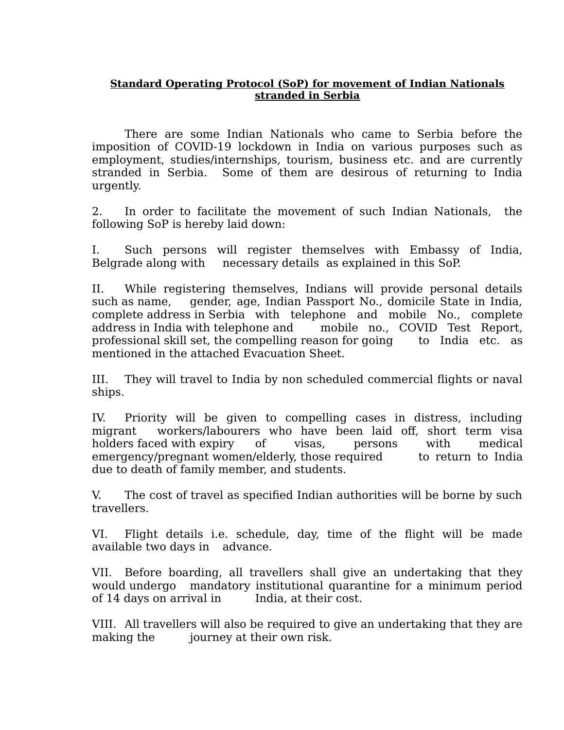**Standard Operating Protocol (SoP) for movement of Indian Nationals stranded in Serbia**

There are some Indian Nationals who came to Serbia before the imposition of COVID-19 lockdown in India on various purposes such as employment, studies/internships, tourism, business etc. and are currently stranded in Serbia. Some of them are desirous of returning to India urgently.

2. In order to facilitate the movement of such Indian Nationals, the following SoP is hereby laid down:

I. Such persons will register themselves with Embassy of India, Belgrade along with necessary details as explained in this SoP.

II. While registering themselves, Indians will provide personal details such as name, gender, age, Indian Passport No., domicile State in India, complete address in Serbia with telephone and mobile No., complete address in India with telephone and mobile no., COVID Test Report, professional skill set, the compelling reason for going to India etc. as mentioned in the attached Evacuation Sheet.

III. They will travel to India by non scheduled commercial flights or naval ships.

IV. Priority will be given to compelling cases in distress, including migrant workers/labourers who have been laid off, short term visa holders faced with expiry of visas, persons with medical emergency/pregnant women/elderly, those required to return to India due to death of family member, and students.

V. The cost of travel as specified Indian authorities will be borne by such travellers.

VI. Flight details i.e. schedule, day, time of the flight will be made available two days in advance.

VII. Before boarding, all travellers shall give an undertaking that they would undergo mandatory institutional quarantine for a minimum period of 14 days on arrival in India, at their cost.

VIII. All travellers will also be required to give an undertaking that they are making the journey at their own risk.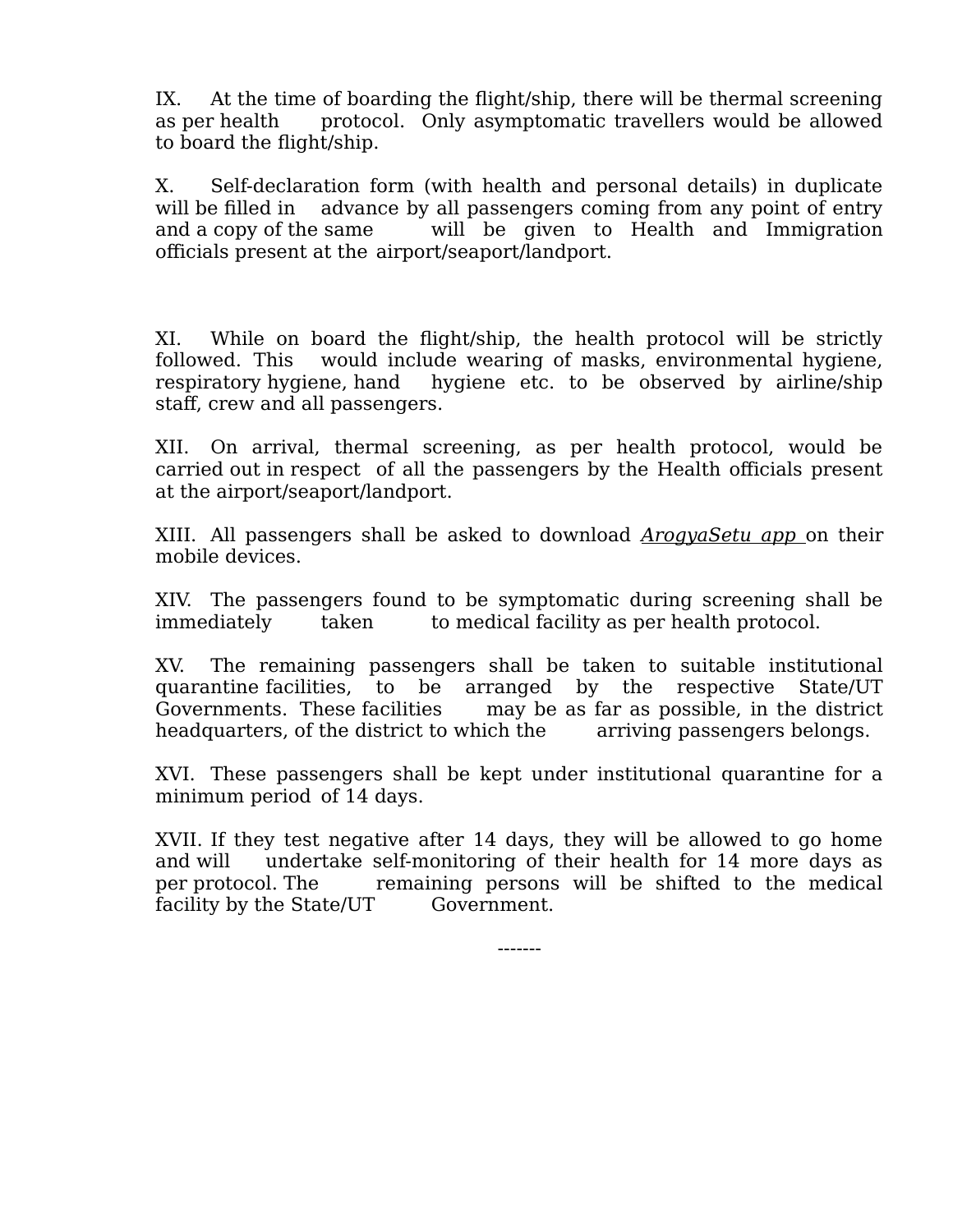IX. At the time of boarding the flight/ship, there will be thermal screening as per health protocol. Only asymptomatic travellers would be allowed to board the flight/ship.

X. Self-declaration form (with health and personal details) in duplicate will be filled in advance by all passengers coming from any point of entry and a copy of the same will be given to Health and Immigration officials present at the airport/seaport/landport.

XI. While on board the flight/ship, the health protocol will be strictly followed. This would include wearing of masks, environmental hygiene, respiratory hygiene, hand hygiene etc. to be observed by airline/ship staff, crew and all passengers.

XII. On arrival, thermal screening, as per health protocol, would be carried out in respect of all the passengers by the Health officials present at the airport/seaport/landport.

XIII. All passengers shall be asked to download *ArogyaSetu app* on their mobile devices.

XIV. The passengers found to be symptomatic during screening shall be immediately taken to medical facility as per health protocol.

XV. The remaining passengers shall be taken to suitable institutional quarantine facilities, to be arranged by the respective State/UT Governments. These facilities may be as far as possible, in the district headquarters, of the district to which the arriving passengers belongs.

XVI. These passengers shall be kept under institutional quarantine for a minimum period of 14 days.

XVII. If they test negative after 14 days, they will be allowed to go home and will undertake self-monitoring of their health for 14 more days as per protocol. The remaining persons will be shifted to the medical facility by the State/UT Government.

-------